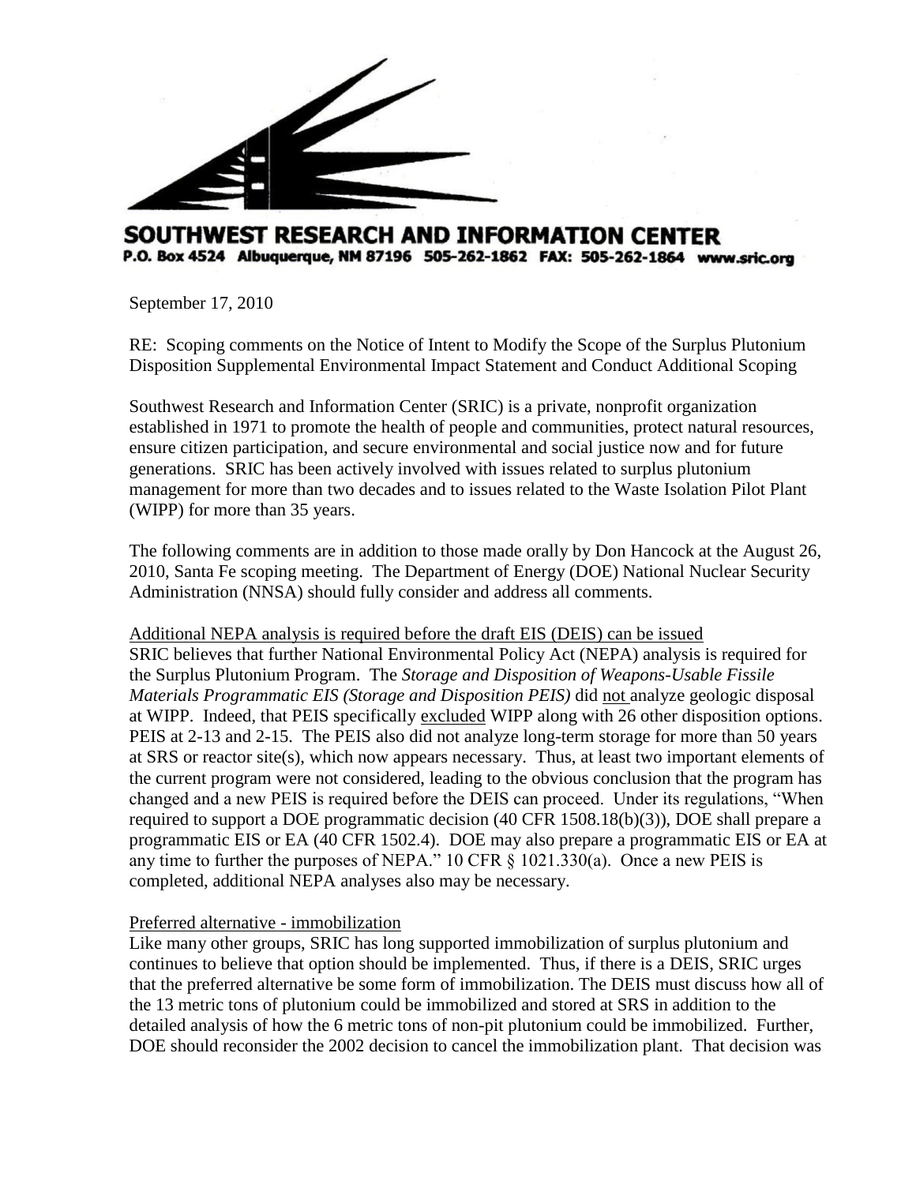**SOUTHWEST RESEARCH AND INFORMATION CENTER**
**P.O. Box 4524 Albuquerque, NM 87196 505-262-1862 FAX: 505-262-1864 www.sric.org**

September 17, 2010

RE: Scoping comments on the Notice of Intent to Modify the Scope of the Surplus Plutonium Disposition Supplemental Environmental Impact Statement and Conduct Additional Scoping

Southwest Research and Information Center (SRIC) is a private, nonprofit organization established in 1971 to promote the health of people and communities, protect natural resources, ensure citizen participation, and secure environmental and social justice now and for future generations. SRIC has been actively involved with issues related to surplus plutonium management for more than two decades and to issues related to the Waste Isolation Pilot Plant (WIPP) for more than 35 years.

The following comments are in addition to those made orally by Don Hancock at the August 26, 2010, Santa Fe scoping meeting. The Department of Energy (DOE) National Nuclear Security Administration (NNSA) should fully consider and address all comments.

<u>Additional NEPA analysis is required before the draft EIS (DEIS) can be issued</u>

SRIC believes that further National Environmental Policy Act (NEPA) analysis is required for the Surplus Plutonium Program. The *Storage and Disposition of Weapons-Usable Fissile Materials Programmatic EIS (Storage and Disposition PEIS)* did <u>not</u> analyze geologic disposal at WIPP. Indeed, that PEIS specifically <u>excluded</u> WIPP along with 26 other disposition options. PEIS at 2-13 and 2-15. The PEIS also did not analyze long-term storage for more than 50 years at SRS or reactor site(s), which now appears necessary. Thus, at least two important elements of the current program were not considered, leading to the obvious conclusion that the program has changed and a new PEIS is required before the DEIS can proceed. Under its regulations, "When required to support a DOE programmatic decision (40 CFR 1508.18(b)(3)), DOE shall prepare a programmatic EIS or EA (40 CFR 1502.4). DOE may also prepare a programmatic EIS or EA at any time to further the purposes of NEPA." 10 CFR § 1021.330(a). Once a new PEIS is completed, additional NEPA analyses also may be necessary.

<u>Preferred alternative - immobilization</u>

Like many other groups, SRIC has long supported immobilization of surplus plutonium and continues to believe that option should be implemented. Thus, if there is a DEIS, SRIC urges that the preferred alternative be some form of immobilization. The DEIS must discuss how all of the 13 metric tons of plutonium could be immobilized and stored at SRS in addition to the detailed analysis of how the 6 metric tons of non-pit plutonium could be immobilized. Further, DOE should reconsider the 2002 decision to cancel the immobilization plant. That decision was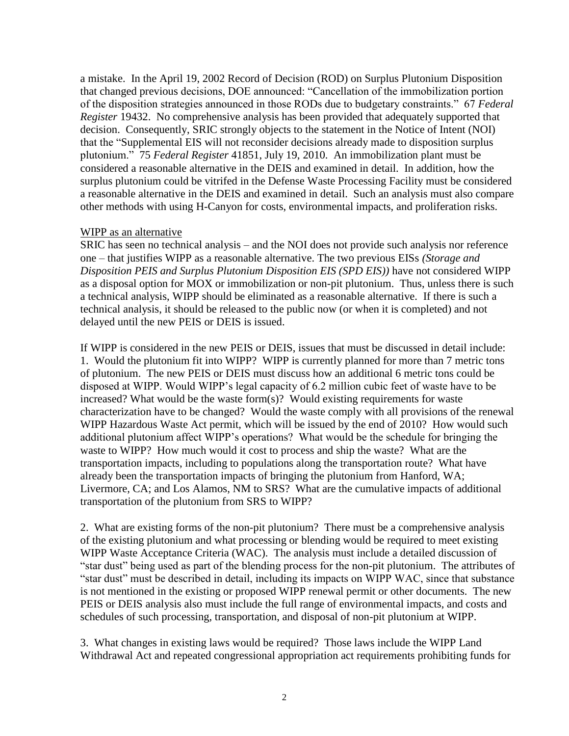a mistake. In the April 19, 2002 Record of Decision (ROD) on Surplus Plutonium Disposition that changed previous decisions, DOE announced: "Cancellation of the immobilization portion of the disposition strategies announced in those RODs due to budgetary constraints." 67 *Federal Register* 19432. No comprehensive analysis has been provided that adequately supported that decision. Consequently, SRIC strongly objects to the statement in the Notice of Intent (NOI) that the "Supplemental EIS will not reconsider decisions already made to disposition surplus plutonium." 75 *Federal Register* 41851, July 19, 2010. An immobilization plant must be considered a reasonable alternative in the DEIS and examined in detail. In addition, how the surplus plutonium could be vitrifed in the Defense Waste Processing Facility must be considered a reasonable alternative in the DEIS and examined in detail. Such an analysis must also compare other methods with using H-Canyon for costs, environmental impacts, and proliferation risks.

<u>WIPP as an alternative</u>

SRIC has seen no technical analysis – and the NOI does not provide such analysis nor reference one – that justifies WIPP as a reasonable alternative. The two previous EISs *(Storage and Disposition PEIS and Surplus Plutonium Disposition EIS (SPD EIS))* have not considered WIPP as a disposal option for MOX or immobilization or non-pit plutonium. Thus, unless there is such a technical analysis, WIPP should be eliminated as a reasonable alternative. If there is such a technical analysis, it should be released to the public now (or when it is completed) and not delayed until the new PEIS or DEIS is issued.

If WIPP is considered in the new PEIS or DEIS, issues that must be discussed in detail include:

1. Would the plutonium fit into WIPP? WIPP is currently planned for more than 7 metric tons of plutonium. The new PEIS or DEIS must discuss how an additional 6 metric tons could be disposed at WIPP. Would WIPP's legal capacity of 6.2 million cubic feet of waste have to be increased? What would be the waste form(s)? Would existing requirements for waste characterization have to be changed? Would the waste comply with all provisions of the renewal WIPP Hazardous Waste Act permit, which will be issued by the end of 2010? How would such additional plutonium affect WIPP's operations? What would be the schedule for bringing the waste to WIPP? How much would it cost to process and ship the waste? What are the transportation impacts, including to populations along the transportation route? What have already been the transportation impacts of bringing the plutonium from Hanford, WA; Livermore, CA; and Los Alamos, NM to SRS? What are the cumulative impacts of additional transportation of the plutonium from SRS to WIPP?

2. What are existing forms of the non-pit plutonium? There must be a comprehensive analysis of the existing plutonium and what processing or blending would be required to meet existing WIPP Waste Acceptance Criteria (WAC). The analysis must include a detailed discussion of "star dust" being used as part of the blending process for the non-pit plutonium. The attributes of "star dust" must be described in detail, including its impacts on WIPP WAC, since that substance is not mentioned in the existing or proposed WIPP renewal permit or other documents. The new PEIS or DEIS analysis also must include the full range of environmental impacts, and costs and schedules of such processing, transportation, and disposal of non-pit plutonium at WIPP.

3. What changes in existing laws would be required? Those laws include the WIPP Land Withdrawal Act and repeated congressional appropriation act requirements prohibiting funds for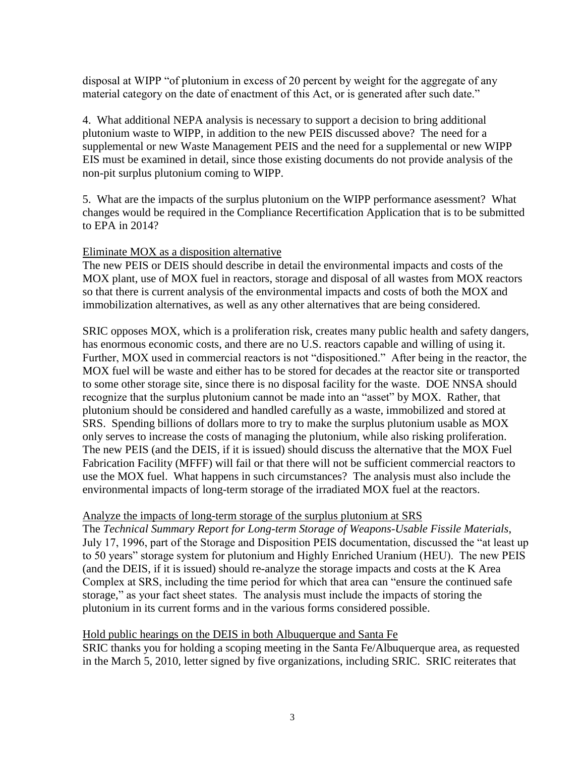disposal at WIPP "of plutonium in excess of 20 percent by weight for the aggregate of any material category on the date of enactment of this Act, or is generated after such date."

4. What additional NEPA analysis is necessary to support a decision to bring additional plutonium waste to WIPP, in addition to the new PEIS discussed above? The need for a supplemental or new Waste Management PEIS and the need for a supplemental or new WIPP EIS must be examined in detail, since those existing documents do not provide analysis of the non-pit surplus plutonium coming to WIPP.

5. What are the impacts of the surplus plutonium on the WIPP performance asessment? What changes would be required in the Compliance Recertification Application that is to be submitted to EPA in 2014?

<u>Eliminate MOX as a disposition alternative</u>

The new PEIS or DEIS should describe in detail the environmental impacts and costs of the MOX plant, use of MOX fuel in reactors, storage and disposal of all wastes from MOX reactors so that there is current analysis of the environmental impacts and costs of both the MOX and immobilization alternatives, as well as any other alternatives that are being considered.

SRIC opposes MOX, which is a proliferation risk, creates many public health and safety dangers, has enormous economic costs, and there are no U.S. reactors capable and willing of using it. Further, MOX used in commercial reactors is not "dispositioned." After being in the reactor, the MOX fuel will be waste and either has to be stored for decades at the reactor site or transported to some other storage site, since there is no disposal facility for the waste. DOE NNSA should recognize that the surplus plutonium cannot be made into an "asset" by MOX. Rather, that plutonium should be considered and handled carefully as a waste, immobilized and stored at SRS. Spending billions of dollars more to try to make the surplus plutonium usable as MOX only serves to increase the costs of managing the plutonium, while also risking proliferation. The new PEIS (and the DEIS, if it is issued) should discuss the alternative that the MOX Fuel Fabrication Facility (MFFF) will fail or that there will not be sufficient commercial reactors to use the MOX fuel. What happens in such circumstances? The analysis must also include the environmental impacts of long-term storage of the irradiated MOX fuel at the reactors.

<u>Analyze the impacts of long-term storage of the surplus plutonium at SRS</u>

The *Technical Summary Report for Long-term Storage of Weapons-Usable Fissile Materials*, July 17, 1996, part of the Storage and Disposition PEIS documentation, discussed the "at least up to 50 years" storage system for plutonium and Highly Enriched Uranium (HEU). The new PEIS (and the DEIS, if it is issued) should re-analyze the storage impacts and costs at the K Area Complex at SRS, including the time period for which that area can "ensure the continued safe storage," as your fact sheet states. The analysis must include the impacts of storing the plutonium in its current forms and in the various forms considered possible.

<u>Hold public hearings on the DEIS in both Albuquerque and Santa Fe</u>

SRIC thanks you for holding a scoping meeting in the Santa Fe/Albuquerque area, as requested in the March 5, 2010, letter signed by five organizations, including SRIC. SRIC reiterates that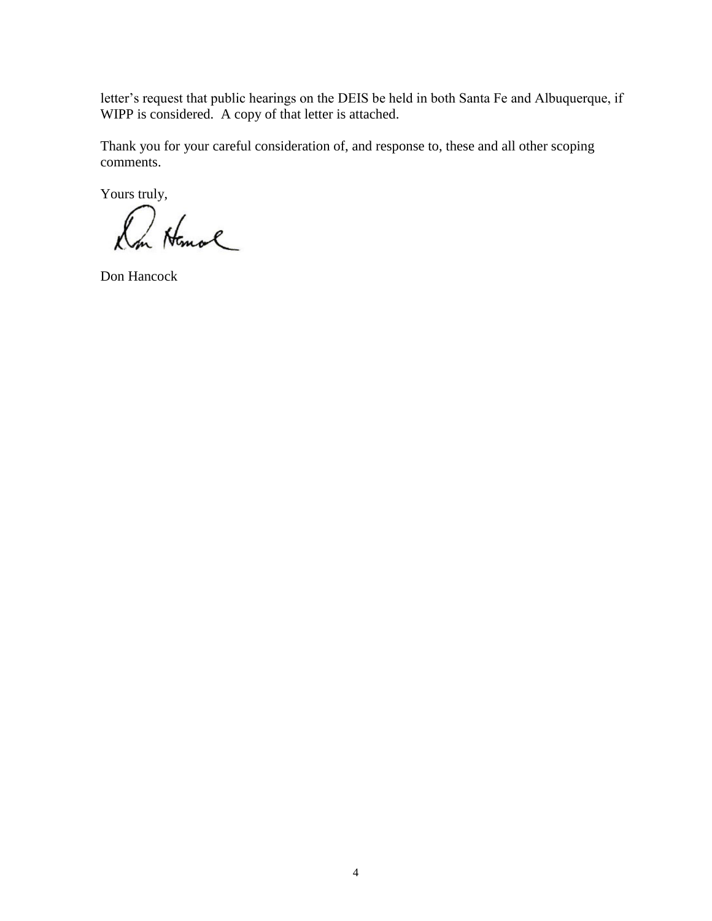letter's request that public hearings on the DEIS be held in both Santa Fe and Albuquerque, if WIPP is considered. A copy of that letter is attached.

Thank you for your careful consideration of, and response to, these and all other scoping comments.

Yours truly,

Don Hancock